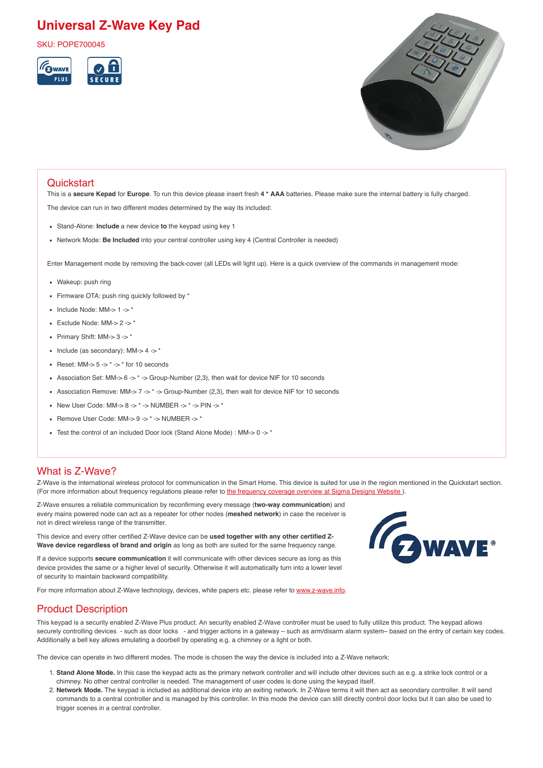# Universal Z-Wave Key Pad

SKU: POPE700045

## Quickstart

This is a **secure Kepad** for **Europe**. To run this device please insert fresh **4 * AAA** batteries. Please make sure the internal battery is fully charged.

The device can run in two different modes determined by the way its included:

- Stand-Alone: **Include** a new device **to** the keypad using key 1
- Network Mode: **Be Included** into your central controller using key 4 (Central Controller is needed)

Enter Management mode by removing the back-cover (all LEDs will light up). Here is a quick overview of the commands in management mode:

- Wakeup: push ring
- Firmware OTA: push ring quickly followed by *
- Include Node: MM-> 1 -> *
- Exclude Node: MM-> 2 -> *
- Primary Shift: MM-> 3 -> *
- Include (as secondary): MM-> 4 -> *
- Reset: MM-> 5 -> * -> * for 10 seconds
- Association Set: MM-> 6 -> * -> Group-Number (2,3), then wait for device NIF for 10 seconds
- Association Remove: MM-> 7 -> * -> Group-Number (2,3), then wait for device NIF for 10 seconds
- New User Code: MM-> 8 -> * -> NUMBER -> * -> PIN -> *
- Remove User Code: MM-> 9 -> * -> NUMBER -> *
- Test the control of an included Door lock (Stand Alone Mode) : MM-> 0 -> *

## What is Z-Wave?

Z-Wave is the international wireless protocol for communication in the Smart Home. This device is suited for use in the region mentioned in the Quickstart section. (For more information about frequency regulations please refer to the frequency coverage overview at Sigma Designs Website ).

Z-Wave ensures a reliable communication by reconfirming every message (**two-way communication**) and every mains powered node can act as a repeater for other nodes (**meshed network**) in case the receiver is not in direct wireless range of the transmitter.

This device and every other certified Z-Wave device can be **used together with any other certified Z-Wave device regardless of brand and origin** as long as both are suited for the same frequency range.

If a device supports **secure communication** it will communicate with other devices secure as long as this device provides the same or a higher level of security. Otherwise it will automatically turn into a lower level of security to maintain backward compatibility.

For more information about Z-Wave technology, devices, white papers etc. please refer to www.z-wave.info.

## Product Description

This keypad is a security enabled Z-Wave Plus product. An security enabled Z-Wave controller must be used to fully utilize this product. The keypad allows securely controlling devices - such as door locks - and trigger actions in a gateway – such as arm/disarm alarm system– based on the entry of certain key codes. Additionally a bell key allows emulating a doorbell by operating e.g. a chimney or a light or both.

The device can operate in two different modes. The mode is chosen the way the device is included into a Z-Wave network:

1. **Stand Alone Mode.** In this case the keypad acts as the primary network controller and will include other devices such as e.g. a strike lock control or a chimney. No other central controller is needed. The management of user codes is done using the keypad itself.
2. **Network Mode.** The keypad is included as additional device into an exiting network. In Z-Wave terms it will then act as secondary controller. It will send commands to a central controller and is managed by this controller. In this mode the device can still directly control door locks but it can also be used to trigger scenes in a central controller.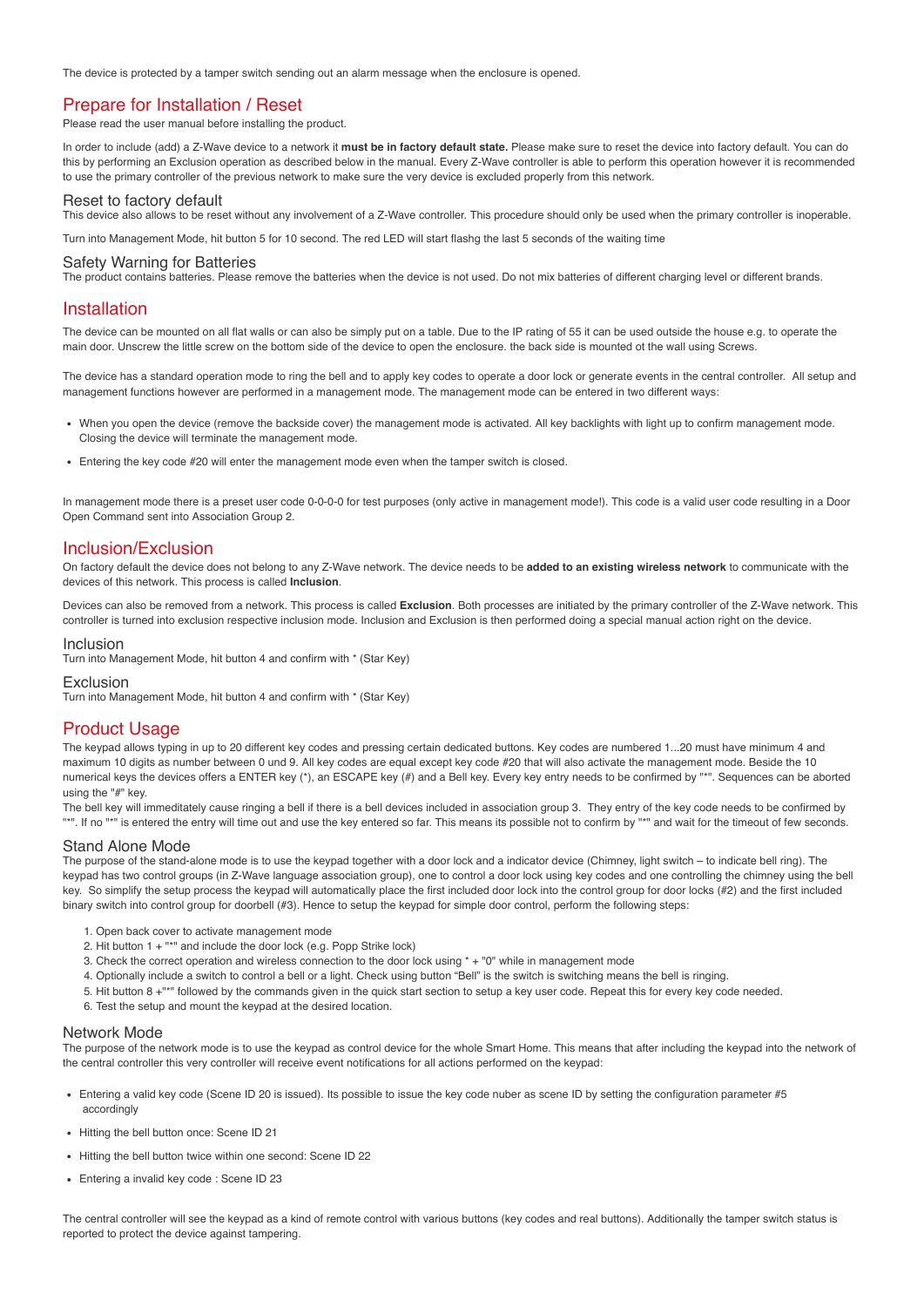The device is protected by a tamper switch sending out an alarm message when the enclosure is opened.

## Prepare for Installation / Reset

Please read the user manual before installing the product.

In order to include (add) a Z-Wave device to a network it **must be in factory default state.** Please make sure to reset the device into factory default. You can do this by performing an Exclusion operation as described below in the manual. Every Z-Wave controller is able to perform this operation however it is recommended to use the primary controller of the previous network to make sure the very device is excluded properly from this network.

### Reset to factory default

This device also allows to be reset without any involvement of a Z-Wave controller. This procedure should only be used when the primary controller is inoperable.

Turn into Management Mode, hit button 5 for 10 second. The red LED will start flashg the last 5 seconds of the waiting time

### Safety Warning for Batteries

The product contains batteries. Please remove the batteries when the device is not used. Do not mix batteries of different charging level or different brands.

## Installation

The device can be mounted on all flat walls or can also be simply put on a table. Due to the IP rating of 55 it can be used outside the house e.g. to operate the main door. Unscrew the little screw on the bottom side of the device to open the enclosure. the back side is mounted ot the wall using Screws.

The device has a standard operation mode to ring the bell and to apply key codes to operate a door lock or generate events in the central controller. All setup and management functions however are performed in a management mode. The management mode can be entered in two different ways:

- When you open the device (remove the backside cover) the management mode is activated. All key backlights with light up to confirm management mode. Closing the device will terminate the management mode.
- Entering the key code #20 will enter the management mode even when the tamper switch is closed.

In management mode there is a preset user code 0-0-0-0 for test purposes (only active in management mode!). This code is a valid user code resulting in a Door Open Command sent into Association Group 2.

## Inclusion/Exclusion

On factory default the device does not belong to any Z-Wave network. The device needs to be **added to an existing wireless network** to communicate with the devices of this network. This process is called **Inclusion**.

Devices can also be removed from a network. This process is called **Exclusion**. Both processes are initiated by the primary controller of the Z-Wave network. This controller is turned into exclusion respective inclusion mode. Inclusion and Exclusion is then performed doing a special manual action right on the device.

### Inclusion

Turn into Management Mode, hit button 4 and confirm with * (Star Key)

### Exclusion

Turn into Management Mode, hit button 4 and confirm with * (Star Key)

## Product Usage

The keypad allows typing in up to 20 different key codes and pressing certain dedicated buttons. Key codes are numbered 1...20 must have minimum 4 and maximum 10 digits as number between 0 und 9. All key codes are equal except key code #20 that will also activate the management mode. Beside the 10 numerical keys the devices offers a ENTER key (*), an ESCAPE key (#) and a Bell key. Every key entry needs to be confirmed by "*". Sequences can be aborted using the "#" key.
The bell key will immeditately cause ringing a bell if there is a bell devices included in association group 3. They entry of the key code needs to be confirmed by "*". If no "*" is entered the entry will time out and use the key entered so far. This means its possible not to confirm by "*" and wait for the timeout of few seconds.

### Stand Alone Mode

The purpose of the stand-alone mode is to use the keypad together with a door lock and a indicator device (Chimney, light switch – to indicate bell ring). The keypad has two control groups (in Z-Wave language association group), one to control a door lock using key codes and one controlling the chimney using the bell key. So simplify the setup process the keypad will automatically place the first included door lock into the control group for door locks (#2) and the first included binary switch into control group for doorbell (#3). Hence to setup the keypad for simple door control, perform the following steps:

1. Open back cover to activate management mode
2. Hit button 1 + "*" and include the door lock (e.g. Popp Strike lock)
3. Check the correct operation and wireless connection to the door lock using * + "0" while in management mode
4. Optionally include a switch to control a bell or a light. Check using button "Bell" is the switch is switching means the bell is ringing.
5. Hit button 8 +"*" followed by the commands given in the quick start section to setup a key user code. Repeat this for every key code needed.
6. Test the setup and mount the keypad at the desired location.

### Network Mode

The purpose of the network mode is to use the keypad as control device for the whole Smart Home. This means that after including the keypad into the network of the central controller this very controller will receive event notifications for all actions performed on the keypad:

- Entering a valid key code (Scene ID 20 is issued). Its possible to issue the key code nuber as scene ID by setting the configuration parameter #5 accordingly
- Hitting the bell button once: Scene ID 21
- Hitting the bell button twice within one second: Scene ID 22
- Entering a invalid key code : Scene ID 23

The central controller will see the keypad as a kind of remote control with various buttons (key codes and real buttons). Additionally the tamper switch status is reported to protect the device against tampering.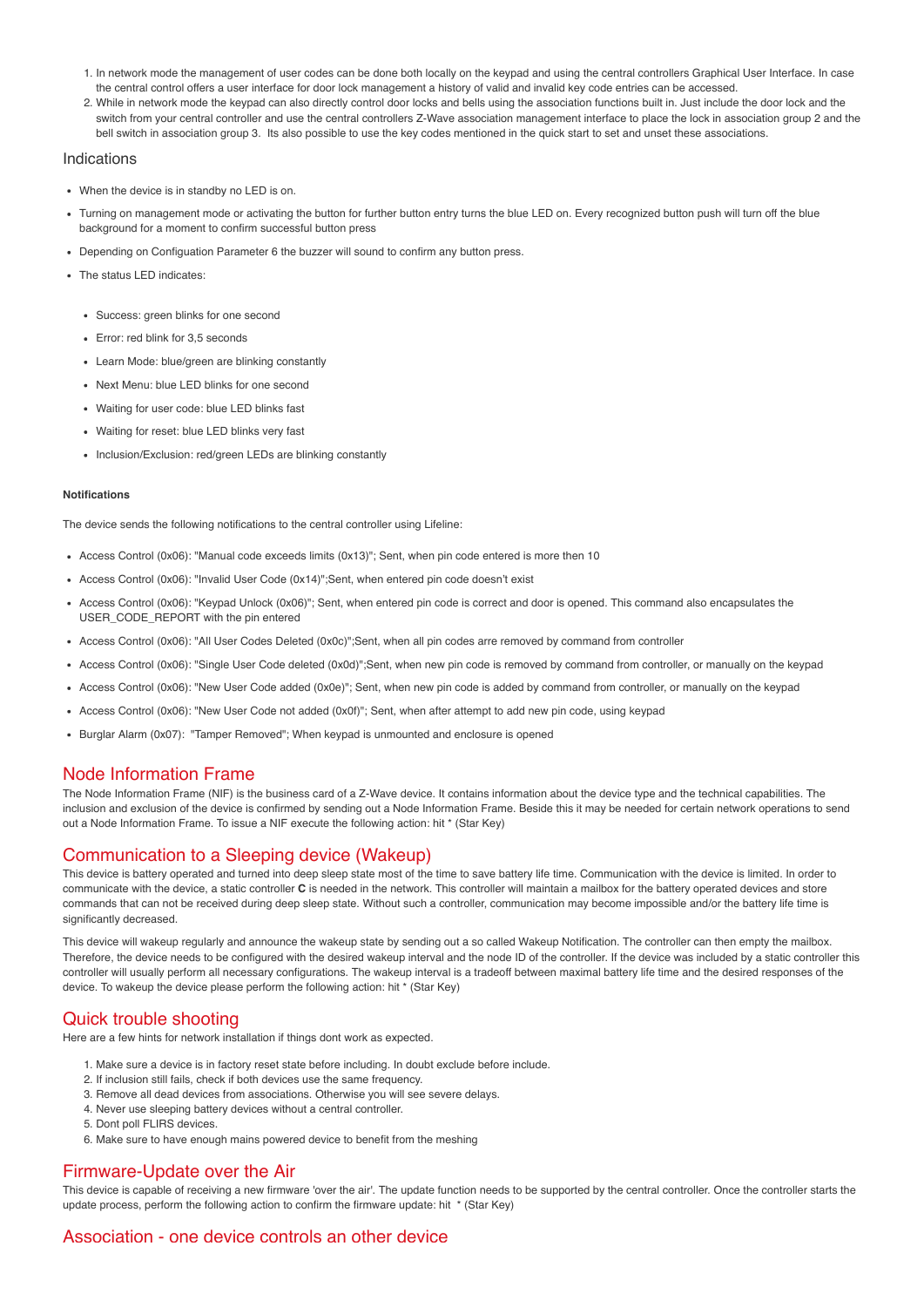1. In network mode the management of user codes can be done both locally on the keypad and using the central controllers Graphical User Interface. In case the central control offers a user interface for door lock management a history of valid and invalid key code entries can be accessed.
2. While in network mode the keypad can also directly control door locks and bells using the association functions built in. Just include the door lock and the switch from your central controller and use the central controllers Z-Wave association management interface to place the lock in association group 2 and the bell switch in association group 3. Its also possible to use the key codes mentioned in the quick start to set and unset these associations.

### Indications

- When the device is in standby no LED is on.
- Turning on management mode or activating the button for further button entry turns the blue LED on. Every recognized button push will turn off the blue background for a moment to confirm successful button press
- Depending on Configuation Parameter 6 the buzzer will sound to confirm any button press.
- The status LED indicates:
  - Success: green blinks for one second
  - Error: red blink for 3,5 seconds
  - Learn Mode: blue/green are blinking constantly
  - Next Menu: blue LED blinks for one second
  - Waiting for user code: blue LED blinks fast
  - Waiting for reset: blue LED blinks very fast
  - Inclusion/Exclusion: red/green LEDs are blinking constantly

#### Notifications

The device sends the following notifications to the central controller using Lifeline:

- Access Control (0x06): "Manual code exceeds limits (0x13)"; Sent, when pin code entered is more then 10
- Access Control (0x06): "Invalid User Code (0x14)";Sent, when entered pin code doesn't exist
- Access Control (0x06): "Keypad Unlock (0x06)"; Sent, when entered pin code is correct and door is opened. This command also encapsulates the USER_CODE_REPORT with the pin entered
- Access Control (0x06): "All User Codes Deleted (0x0c)";Sent, when all pin codes arre removed by command from controller
- Access Control (0x06): "Single User Code deleted (0x0d)";Sent, when new pin code is removed by command from controller, or manually on the keypad
- Access Control (0x06): "New User Code added (0x0e)"; Sent, when new pin code is added by command from controller, or manually on the keypad
- Access Control (0x06): "New User Code not added (0x0f)"; Sent, when after attempt to add new pin code, using keypad
- Burglar Alarm (0x07): "Tamper Removed"; When keypad is unmounted and enclosure is opened

## Node Information Frame

The Node Information Frame (NIF) is the business card of a Z-Wave device. It contains information about the device type and the technical capabilities. The inclusion and exclusion of the device is confirmed by sending out a Node Information Frame. Beside this it may be needed for certain network operations to send out a Node Information Frame. To issue a NIF execute the following action: hit * (Star Key)

## Communication to a Sleeping device (Wakeup)

This device is battery operated and turned into deep sleep state most of the time to save battery life time. Communication with the device is limited. In order to communicate with the device, a static controller **C** is needed in the network. This controller will maintain a mailbox for the battery operated devices and store commands that can not be received during deep sleep state. Without such a controller, communication may become impossible and/or the battery life time is significantly decreased.

This device will wakeup regularly and announce the wakeup state by sending out a so called Wakeup Notification. The controller can then empty the mailbox. Therefore, the device needs to be configured with the desired wakeup interval and the node ID of the controller. If the device was included by a static controller this controller will usually perform all necessary configurations. The wakeup interval is a tradeoff between maximal battery life time and the desired responses of the device. To wakeup the device please perform the following action: hit * (Star Key)

## Quick trouble shooting

Here are a few hints for network installation if things dont work as expected.

1. Make sure a device is in factory reset state before including. In doubt exclude before include.
2. If inclusion still fails, check if both devices use the same frequency.
3. Remove all dead devices from associations. Otherwise you will see severe delays.
4. Never use sleeping battery devices without a central controller.
5. Dont poll FLIRS devices.
6. Make sure to have enough mains powered device to benefit from the meshing

## Firmware-Update over the Air

This device is capable of receiving a new firmware 'over the air'. The update function needs to be supported by the central controller. Once the controller starts the update process, perform the following action to confirm the firmware update: hit * (Star Key)

## Association - one device controls an other device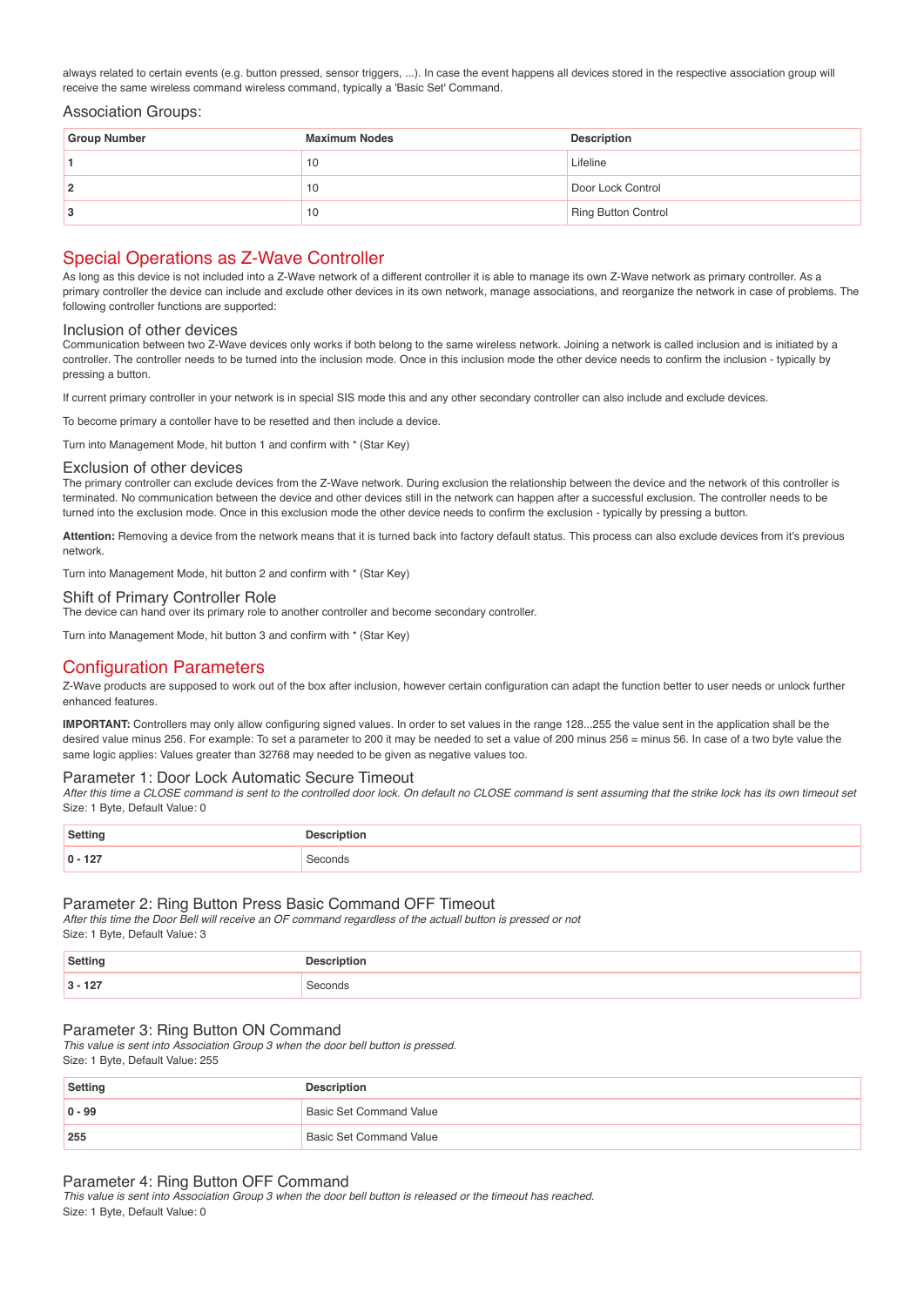always related to certain events (e.g. button pressed, sensor triggers, ...). In case the event happens all devices stored in the respective association group will receive the same wireless command wireless command, typically a 'Basic Set' Command.

### Association Groups:

| Group Number | Maximum Nodes | Description |
|---|---|---|
| **1** | 10 | Lifeline |
| **2** | 10 | Door Lock Control |
| **3** | 10 | Ring Button Control |

## Special Operations as Z-Wave Controller

As long as this device is not included into a Z-Wave network of a different controller it is able to manage its own Z-Wave network as primary controller. As a primary controller the device can include and exclude other devices in its own network, manage associations, and reorganize the network in case of problems. The following controller functions are supported:

### Inclusion of other devices

Communication between two Z-Wave devices only works if both belong to the same wireless network. Joining a network is called inclusion and is initiated by a controller. The controller needs to be turned into the inclusion mode. Once in this inclusion mode the other device needs to confirm the inclusion - typically by pressing a button.

If current primary controller in your network is in special SIS mode this and any other secondary controller can also include and exclude devices.

To become primary a contoller have to be resetted and then include a device.

Turn into Management Mode, hit button 1 and confirm with * (Star Key)

### Exclusion of other devices

The primary controller can exclude devices from the Z-Wave network. During exclusion the relationship between the device and the network of this controller is terminated. No communication between the device and other devices still in the network can happen after a successful exclusion. The controller needs to be turned into the exclusion mode. Once in this exclusion mode the other device needs to confirm the exclusion - typically by pressing a button.

**Attention:** Removing a device from the network means that it is turned back into factory default status. This process can also exclude devices from it's previous network.

Turn into Management Mode, hit button 2 and confirm with * (Star Key)

### Shift of Primary Controller Role

The device can hand over its primary role to another controller and become secondary controller.

Turn into Management Mode, hit button 3 and confirm with * (Star Key)

## Configuration Parameters

Z-Wave products are supposed to work out of the box after inclusion, however certain configuration can adapt the function better to user needs or unlock further enhanced features.

**IMPORTANT:** Controllers may only allow configuring signed values. In order to set values in the range 128...255 the value sent in the application shall be the desired value minus 256. For example: To set a parameter to 200 it may be needed to set a value of 200 minus 256 = minus 56. In case of a two byte value the same logic applies: Values greater than 32768 may needed to be given as negative values too.

### Parameter 1: Door Lock Automatic Secure Timeout

*After this time a CLOSE command is sent to the controlled door lock. On default no CLOSE command is sent assuming that the strike lock has its own timeout set*

Size: 1 Byte, Default Value: 0

| Setting | Description |
|---|---|
| **0 - 127** | Seconds |

### Parameter 2: Ring Button Press Basic Command OFF Timeout

*After this time the Door Bell will receive an OF command regardless of the actuall button is pressed or not*

Size: 1 Byte, Default Value: 3

| Setting | Description |
|---|---|
| **3 - 127** | Seconds |

### Parameter 3: Ring Button ON Command

*This value is sent into Association Group 3 when the door bell button is pressed.*

Size: 1 Byte, Default Value: 255

| Setting | Description |
|---|---|
| **0 - 99** | Basic Set Command Value |
| **255** | Basic Set Command Value |

### Parameter 4: Ring Button OFF Command

*This value is sent into Association Group 3 when the door bell button is released or the timeout has reached.*

Size: 1 Byte, Default Value: 0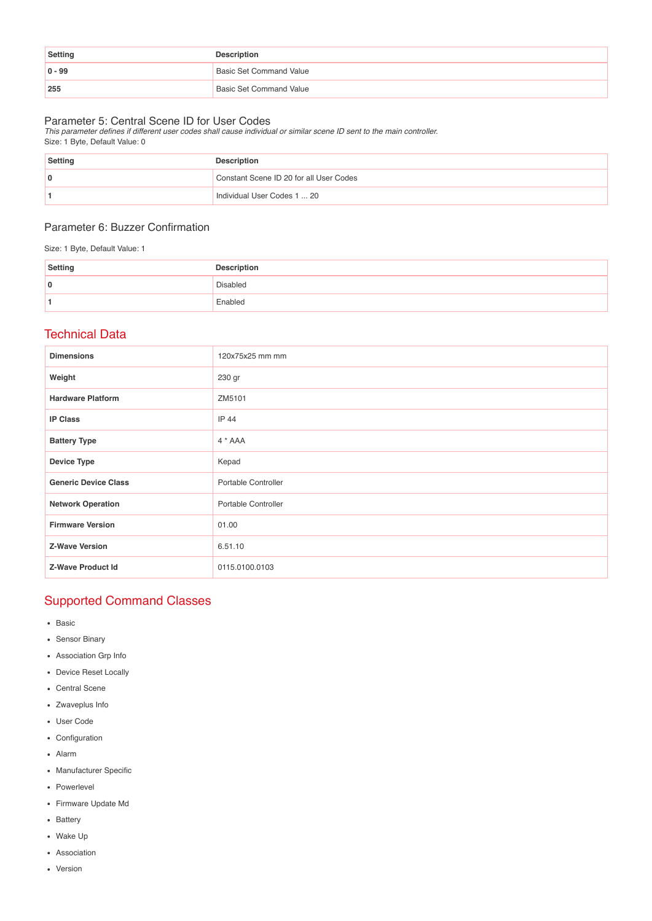| Setting | Description |
| --- | --- |
| 0 - 99 | Basic Set Command Value |
| 255 | Basic Set Command Value |

### Parameter 5: Central Scene ID for User Codes

*This parameter defines if different user codes shall cause individual or similar scene ID sent to the main controller.*

Size: 1 Byte, Default Value: 0

| Setting | Description |
| --- | --- |
| 0 | Constant Scene ID 20 for all User Codes |
| 1 | Individual User Codes 1 ... 20 |

### Parameter 6: Buzzer Confirmation

Size: 1 Byte, Default Value: 1

| Setting | Description |
| --- | --- |
| 0 | Disabled |
| 1 | Enabled |

## Technical Data

| | |
| --- | --- |
| **Dimensions** | 120x75x25 mm mm |
| **Weight** | 230 gr |
| **Hardware Platform** | ZM5101 |
| **IP Class** | IP 44 |
| **Battery Type** | 4 * AAA |
| **Device Type** | Kepad |
| **Generic Device Class** | Portable Controller |
| **Network Operation** | Portable Controller |
| **Firmware Version** | 01.00 |
| **Z-Wave Version** | 6.51.10 |
| **Z-Wave Product Id** | 0115.0100.0103 |

## Supported Command Classes

- Basic
- Sensor Binary
- Association Grp Info
- Device Reset Locally
- Central Scene
- Zwaveplus Info
- User Code
- Configuration
- Alarm
- Manufacturer Specific
- Powerlevel
- Firmware Update Md
- Battery
- Wake Up
- Association
- Version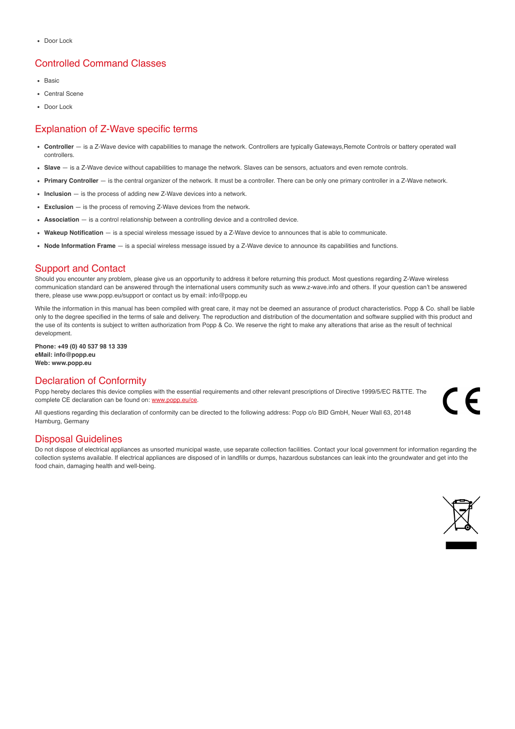- Door Lock

## Controlled Command Classes

- Basic
- Central Scene
- Door Lock

## Explanation of Z-Wave specific terms

- **Controller** — is a Z-Wave device with capabilities to manage the network. Controllers are typically Gateways,Remote Controls or battery operated wall controllers.
- **Slave** — is a Z-Wave device without capabilities to manage the network. Slaves can be sensors, actuators and even remote controls.
- **Primary Controller** — is the central organizer of the network. It must be a controller. There can be only one primary controller in a Z-Wave network.
- **Inclusion** — is the process of adding new Z-Wave devices into a network.
- **Exclusion** — is the process of removing Z-Wave devices from the network.
- **Association** — is a control relationship between a controlling device and a controlled device.
- **Wakeup Notification** — is a special wireless message issued by a Z-Wave device to announces that is able to communicate.
- **Node Information Frame** — is a special wireless message issued by a Z-Wave device to announce its capabilities and functions.

## Support and Contact

Should you encounter any problem, please give us an opportunity to address it before returning this product. Most questions regarding Z-Wave wireless communication standard can be answered through the international users community such as www.z-wave.info and others. If your question can't be answered there, please use www.popp.eu/support or contact us by email: info@popp.eu

While the information in this manual has been compiled with great care, it may not be deemed an assurance of product characteristics. Popp & Co. shall be liable only to the degree specified in the terms of sale and delivery. The reproduction and distribution of the documentation and software supplied with this product and the use of its contents is subject to written authorization from Popp & Co. We reserve the right to make any alterations that arise as the result of technical development.

**Phone: +49 (0) 40 537 98 13 339**
**eMail: info@popp.eu**
**Web: www.popp.eu**

## Declaration of Conformity

Popp hereby declares this device complies with the essential requirements and other relevant prescriptions of Directive 1999/5/EC R&TTE. The complete CE declaration can be found on: www.popp.eu/ce.

All questions regarding this declaration of conformity can be directed to the following address: Popp c/o BID GmbH, Neuer Wall 63, 20148 Hamburg, Germany

## Disposal Guidelines

Do not dispose of electrical appliances as unsorted municipal waste, use separate collection facilities. Contact your local government for information regarding the collection systems available. If electrical appliances are disposed of in landfills or dumps, hazardous substances can leak into the groundwater and get into the food chain, damaging health and well-being.